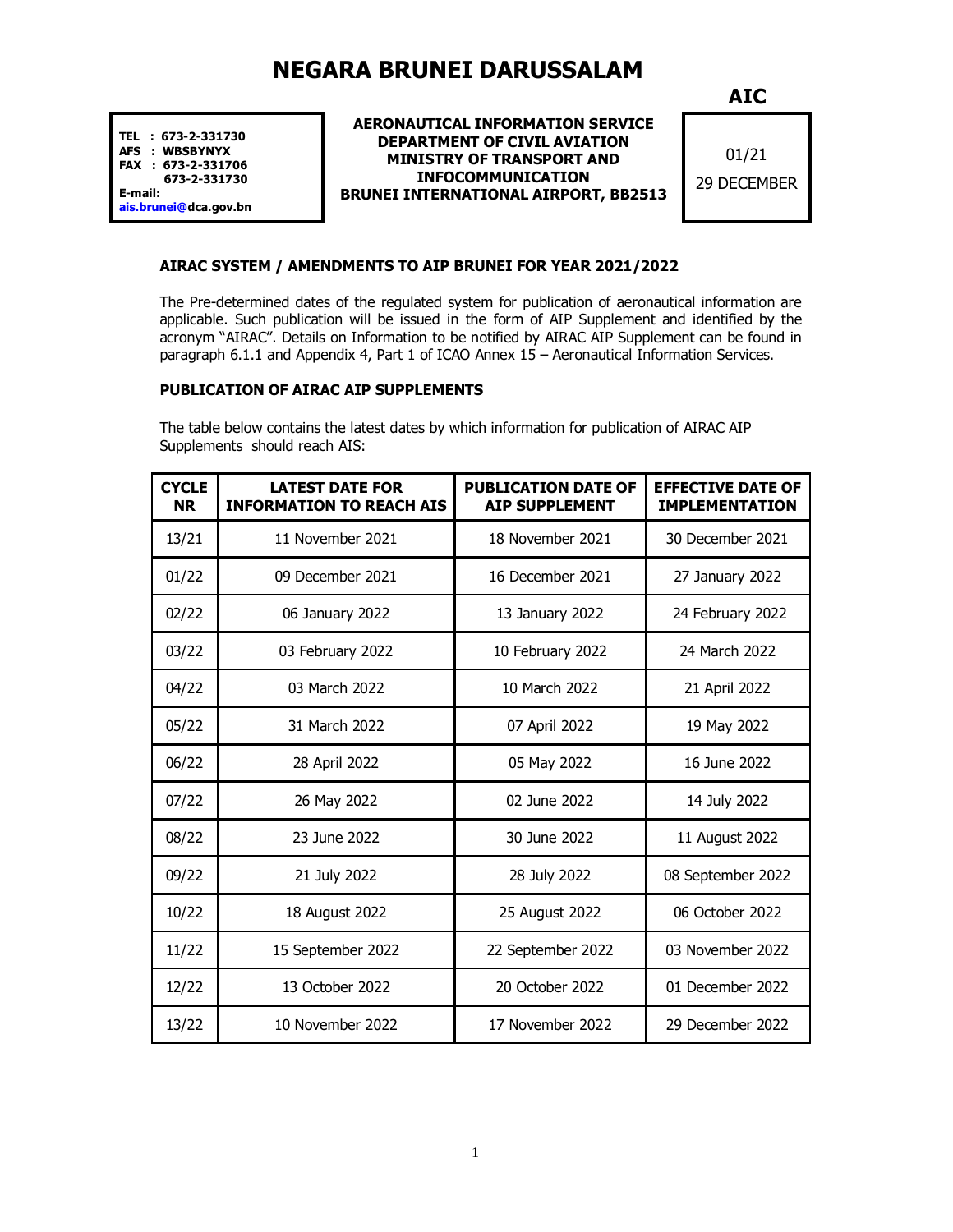# NEGARA BRUNEI DARUSSALAM

**AIC**

**TEL : 673-2-331730**
**AFS : WBSBYNYX**
**FAX : 673-2-331706**
**673-2-331730**
**E-mail:**
**ais.brunei@dca.gov.bn**

**AERONAUTICAL INFORMATION SERVICE**
**DEPARTMENT OF CIVIL AVIATION**
**MINISTRY OF TRANSPORT AND INFOCOMMUNICATION**
**BRUNEI INTERNATIONAL AIRPORT, BB2513**

01/21
29 DECEMBER

**AIRAC SYSTEM / AMENDMENTS TO AIP BRUNEI FOR YEAR 2021/2022**

The Pre-determined dates of the regulated system for publication of aeronautical information are applicable. Such publication will be issued in the form of AIP Supplement and identified by the acronym "AIRAC". Details on Information to be notified by AIRAC AIP Supplement can be found in paragraph 6.1.1 and Appendix 4, Part 1 of ICAO Annex 15 – Aeronautical Information Services.

**PUBLICATION OF AIRAC AIP SUPPLEMENTS**

The table below contains the latest dates by which information for publication of AIRAC AIP Supplements should reach AIS:

| CYCLE NR | LATEST DATE FOR INFORMATION TO REACH AIS | PUBLICATION DATE OF AIP SUPPLEMENT | EFFECTIVE DATE OF IMPLEMENTATION |
|---|---|---|---|
| 13/21 | 11 November 2021 | 18 November 2021 | 30 December 2021 |
| 01/22 | 09 December 2021 | 16 December 2021 | 27 January 2022 |
| 02/22 | 06 January 2022 | 13 January 2022 | 24 February 2022 |
| 03/22 | 03 February 2022 | 10 February 2022 | 24 March 2022 |
| 04/22 | 03 March 2022 | 10 March 2022 | 21 April 2022 |
| 05/22 | 31 March 2022 | 07 April 2022 | 19 May 2022 |
| 06/22 | 28 April 2022 | 05 May 2022 | 16 June 2022 |
| 07/22 | 26 May 2022 | 02 June 2022 | 14 July 2022 |
| 08/22 | 23 June 2022 | 30 June 2022 | 11 August 2022 |
| 09/22 | 21 July 2022 | 28 July 2022 | 08 September 2022 |
| 10/22 | 18 August 2022 | 25 August 2022 | 06 October 2022 |
| 11/22 | 15 September 2022 | 22 September 2022 | 03 November 2022 |
| 12/22 | 13 October 2022 | 20 October 2022 | 01 December 2022 |
| 13/22 | 10 November 2022 | 17 November 2022 | 29 December 2022 |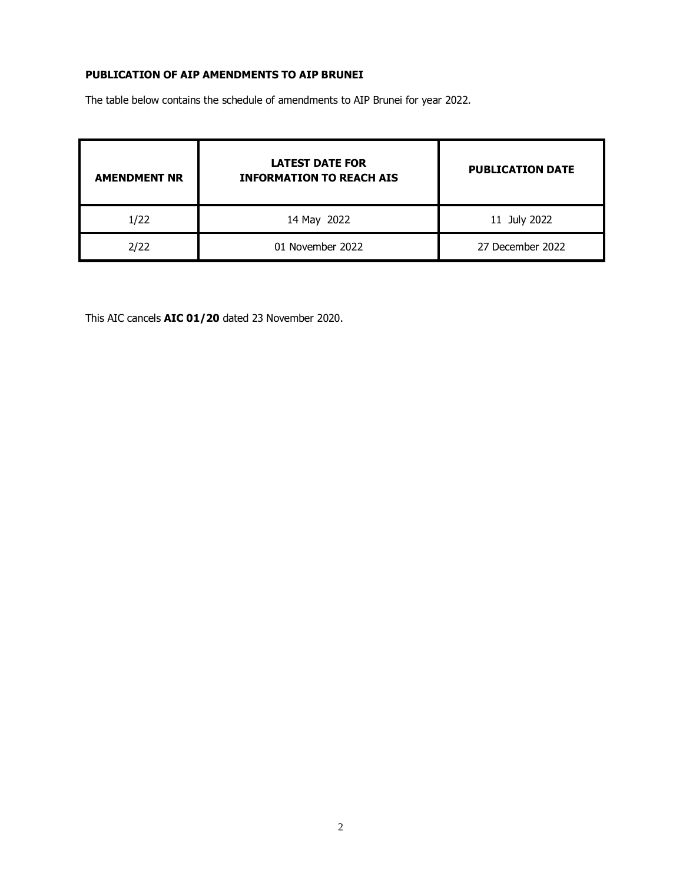**PUBLICATION OF AIP AMENDMENTS TO AIP BRUNEI**

The table below contains the schedule of amendments to AIP Brunei for year 2022.

| AMENDMENT NR | LATEST DATE FOR INFORMATION TO REACH AIS | PUBLICATION DATE |
|---|---|---|
| 1/22 | 14 May 2022 | 11 July 2022 |
| 2/22 | 01 November 2022 | 27 December 2022 |

This AIC cancels **AIC 01/20** dated 23 November 2020.